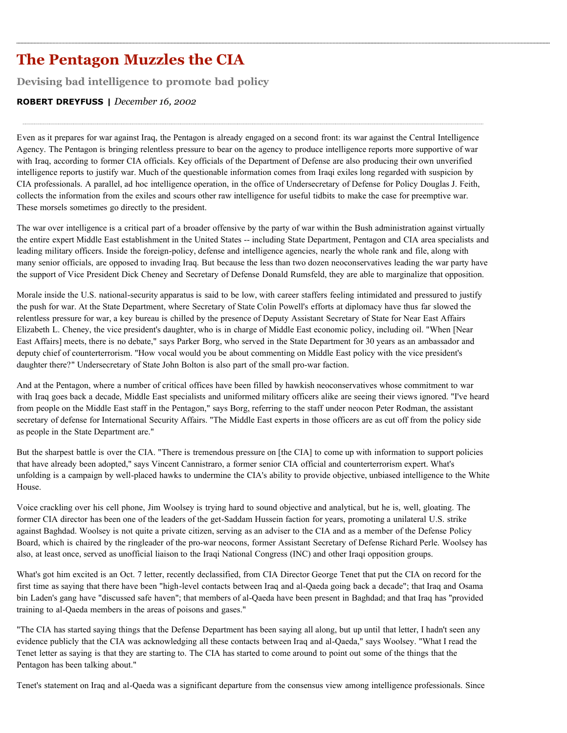# The Pentagon Muzzles the CIA

## Devising bad intelligence to promote bad policy

**ROBERT DREYFUSS |** *December 16, 2002*

Even as it prepares for war against Iraq, the Pentagon is already engaged on a second front: its war against the Central Intelligence Agency. The Pentagon is bringing relentless pressure to bear on the agency to produce intelligence reports more supportive of war with Iraq, according to former CIA officials. Key officials of the Department of Defense are also producing their own unverified intelligence reports to justify war. Much of the questionable information comes from Iraqi exiles long regarded with suspicion by CIA professionals. A parallel, ad hoc intelligence operation, in the office of Undersecretary of Defense for Policy Douglas J. Feith, collects the information from the exiles and scours other raw intelligence for useful tidbits to make the case for preemptive war. These morsels sometimes go directly to the president.

The war over intelligence is a critical part of a broader offensive by the party of war within the Bush administration against virtually the entire expert Middle East establishment in the United States -- including State Department, Pentagon and CIA area specialists and leading military officers. Inside the foreign-policy, defense and intelligence agencies, nearly the whole rank and file, along with many senior officials, are opposed to invading Iraq. But because the less than two dozen neoconservatives leading the war party have the support of Vice President Dick Cheney and Secretary of Defense Donald Rumsfeld, they are able to marginalize that opposition.

Morale inside the U.S. national-security apparatus is said to be low, with career staffers feeling intimidated and pressured to justify the push for war. At the State Department, where Secretary of State Colin Powell's efforts at diplomacy have thus far slowed the relentless pressure for war, a key bureau is chilled by the presence of Deputy Assistant Secretary of State for Near East Affairs Elizabeth L. Cheney, the vice president's daughter, who is in charge of Middle East economic policy, including oil. "When [Near East Affairs] meets, there is no debate," says Parker Borg, who served in the State Department for 30 years as an ambassador and deputy chief of counterterrorism. "How vocal would you be about commenting on Middle East policy with the vice president's daughter there?" Undersecretary of State John Bolton is also part of the small pro-war faction.

And at the Pentagon, where a number of critical offices have been filled by hawkish neoconservatives whose commitment to war with Iraq goes back a decade, Middle East specialists and uniformed military officers alike are seeing their views ignored. "I've heard from people on the Middle East staff in the Pentagon," says Borg, referring to the staff under neocon Peter Rodman, the assistant secretary of defense for International Security Affairs. "The Middle East experts in those officers are as cut off from the policy side as people in the State Department are."

But the sharpest battle is over the CIA. "There is tremendous pressure on [the CIA] to come up with information to support policies that have already been adopted," says Vincent Cannistraro, a former senior CIA official and counterterrorism expert. What's unfolding is a campaign by well-placed hawks to undermine the CIA's ability to provide objective, unbiased intelligence to the White House.

Voice crackling over his cell phone, Jim Woolsey is trying hard to sound objective and analytical, but he is, well, gloating. The former CIA director has been one of the leaders of the get-Saddam Hussein faction for years, promoting a unilateral U.S. strike against Baghdad. Woolsey is not quite a private citizen, serving as an adviser to the CIA and as a member of the Defense Policy Board, which is chaired by the ringleader of the pro-war neocons, former Assistant Secretary of Defense Richard Perle. Woolsey has also, at least once, served as unofficial liaison to the Iraqi National Congress (INC) and other Iraqi opposition groups.

What's got him excited is an Oct. 7 letter, recently declassified, from CIA Director George Tenet that put the CIA on record for the first time as saying that there have been "high-level contacts between Iraq and al-Qaeda going back a decade"; that Iraq and Osama bin Laden's gang have "discussed safe haven"; that members of al-Qaeda have been present in Baghdad; and that Iraq has "provided training to al-Qaeda members in the areas of poisons and gases."

"The CIA has started saying things that the Defense Department has been saying all along, but up until that letter, I hadn't seen any evidence publicly that the CIA was acknowledging all these contacts between Iraq and al-Qaeda," says Woolsey. "What I read the Tenet letter as saying is that they are starting to. The CIA has started to come around to point out some of the things that the Pentagon has been talking about."

Tenet's statement on Iraq and al-Qaeda was a significant departure from the consensus view among intelligence professionals. Since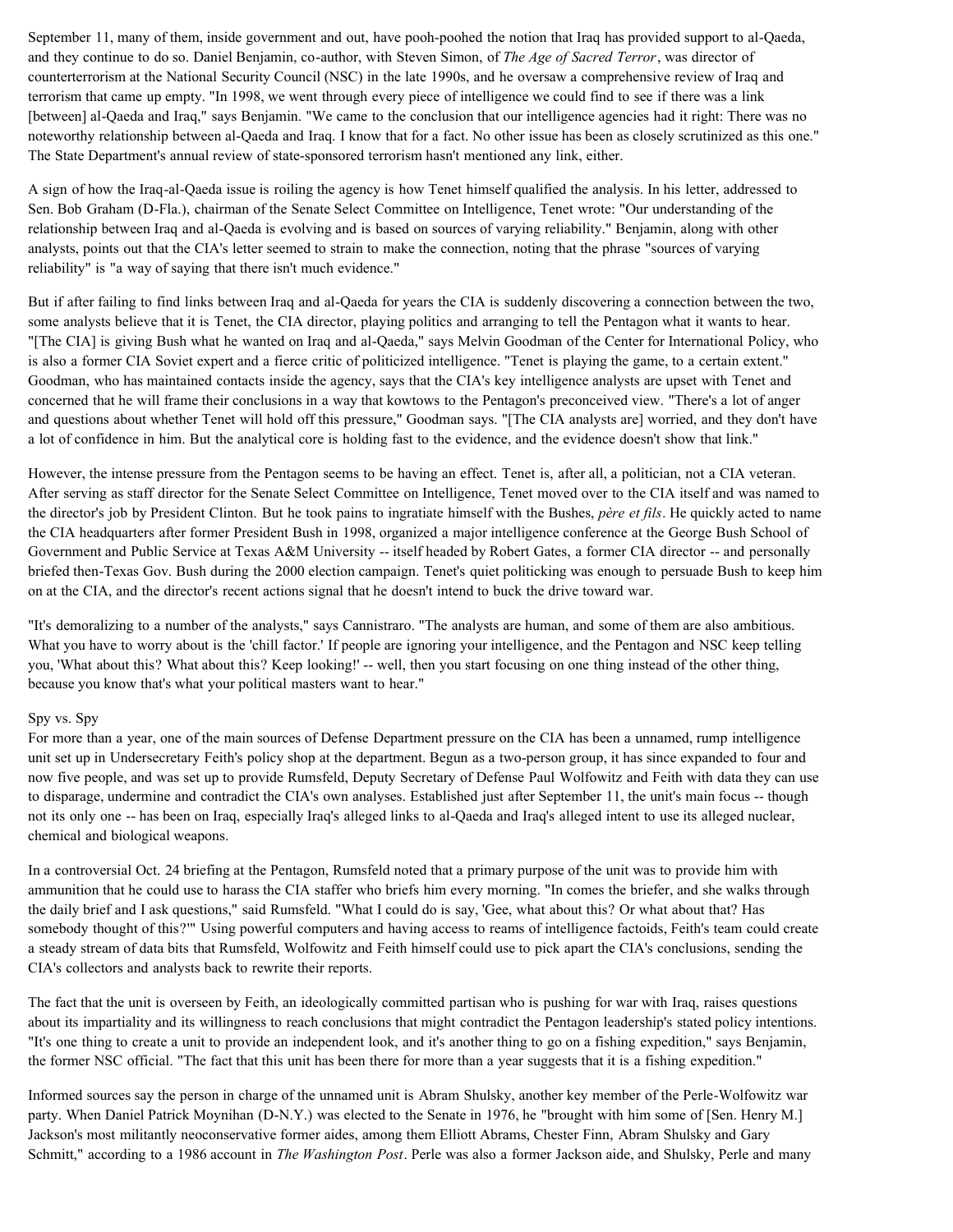September 11, many of them, inside government and out, have pooh-poohed the notion that Iraq has provided support to al-Qaeda, and they continue to do so. Daniel Benjamin, co-author, with Steven Simon, of *The Age of Sacred Terror*, was director of counterterrorism at the National Security Council (NSC) in the late 1990s, and he oversaw a comprehensive review of Iraq and terrorism that came up empty. "In 1998, we went through every piece of intelligence we could find to see if there was a link [between] al-Qaeda and Iraq," says Benjamin. "We came to the conclusion that our intelligence agencies had it right: There was no noteworthy relationship between al-Qaeda and Iraq. I know that for a fact. No other issue has been as closely scrutinized as this one." The State Department's annual review of state-sponsored terrorism hasn't mentioned any link, either.

A sign of how the Iraq-al-Qaeda issue is roiling the agency is how Tenet himself qualified the analysis. In his letter, addressed to Sen. Bob Graham (D-Fla.), chairman of the Senate Select Committee on Intelligence, Tenet wrote: "Our understanding of the relationship between Iraq and al-Qaeda is evolving and is based on sources of varying reliability." Benjamin, along with other analysts, points out that the CIA's letter seemed to strain to make the connection, noting that the phrase "sources of varying reliability" is "a way of saying that there isn't much evidence."

But if after failing to find links between Iraq and al-Qaeda for years the CIA is suddenly discovering a connection between the two, some analysts believe that it is Tenet, the CIA director, playing politics and arranging to tell the Pentagon what it wants to hear. "[The CIA] is giving Bush what he wanted on Iraq and al-Qaeda," says Melvin Goodman of the Center for International Policy, who is also a former CIA Soviet expert and a fierce critic of politicized intelligence. "Tenet is playing the game, to a certain extent." Goodman, who has maintained contacts inside the agency, says that the CIA's key intelligence analysts are upset with Tenet and concerned that he will frame their conclusions in a way that kowtows to the Pentagon's preconceived view. "There's a lot of anger and questions about whether Tenet will hold off this pressure," Goodman says. "[The CIA analysts are] worried, and they don't have a lot of confidence in him. But the analytical core is holding fast to the evidence, and the evidence doesn't show that link."

However, the intense pressure from the Pentagon seems to be having an effect. Tenet is, after all, a politician, not a CIA veteran. After serving as staff director for the Senate Select Committee on Intelligence, Tenet moved over to the CIA itself and was named to the director's job by President Clinton. But he took pains to ingratiate himself with the Bushes, *père et fils*. He quickly acted to name the CIA headquarters after former President Bush in 1998, organized a major intelligence conference at the George Bush School of Government and Public Service at Texas A&M University -- itself headed by Robert Gates, a former CIA director -- and personally briefed then-Texas Gov. Bush during the 2000 election campaign. Tenet's quiet politicking was enough to persuade Bush to keep him on at the CIA, and the director's recent actions signal that he doesn't intend to buck the drive toward war.

"It's demoralizing to a number of the analysts," says Cannistraro. "The analysts are human, and some of them are also ambitious. What you have to worry about is the 'chill factor.' If people are ignoring your intelligence, and the Pentagon and NSC keep telling you, 'What about this? What about this? Keep looking!' -- well, then you start focusing on one thing instead of the other thing, because you know that's what your political masters want to hear."

## Spy vs. Spy

For more than a year, one of the main sources of Defense Department pressure on the CIA has been a unnamed, rump intelligence unit set up in Undersecretary Feith's policy shop at the department. Begun as a two-person group, it has since expanded to four and now five people, and was set up to provide Rumsfeld, Deputy Secretary of Defense Paul Wolfowitz and Feith with data they can use to disparage, undermine and contradict the CIA's own analyses. Established just after September 11, the unit's main focus -- though not its only one -- has been on Iraq, especially Iraq's alleged links to al-Qaeda and Iraq's alleged intent to use its alleged nuclear, chemical and biological weapons.

In a controversial Oct. 24 briefing at the Pentagon, Rumsfeld noted that a primary purpose of the unit was to provide him with ammunition that he could use to harass the CIA staffer who briefs him every morning. "In comes the briefer, and she walks through the daily brief and I ask questions," said Rumsfeld. "What I could do is say, 'Gee, what about this? Or what about that? Has somebody thought of this?'" Using powerful computers and having access to reams of intelligence factoids, Feith's team could create a steady stream of data bits that Rumsfeld, Wolfowitz and Feith himself could use to pick apart the CIA's conclusions, sending the CIA's collectors and analysts back to rewrite their reports.

The fact that the unit is overseen by Feith, an ideologically committed partisan who is pushing for war with Iraq, raises questions about its impartiality and its willingness to reach conclusions that might contradict the Pentagon leadership's stated policy intentions. "It's one thing to create a unit to provide an independent look, and it's another thing to go on a fishing expedition," says Benjamin, the former NSC official. "The fact that this unit has been there for more than a year suggests that it is a fishing expedition."

Informed sources say the person in charge of the unnamed unit is Abram Shulsky, another key member of the Perle-Wolfowitz war party. When Daniel Patrick Moynihan (D-N.Y.) was elected to the Senate in 1976, he "brought with him some of [Sen. Henry M.] Jackson's most militantly neoconservative former aides, among them Elliott Abrams, Chester Finn, Abram Shulsky and Gary Schmitt," according to a 1986 account in *The Washington Post*. Perle was also a former Jackson aide, and Shulsky, Perle and many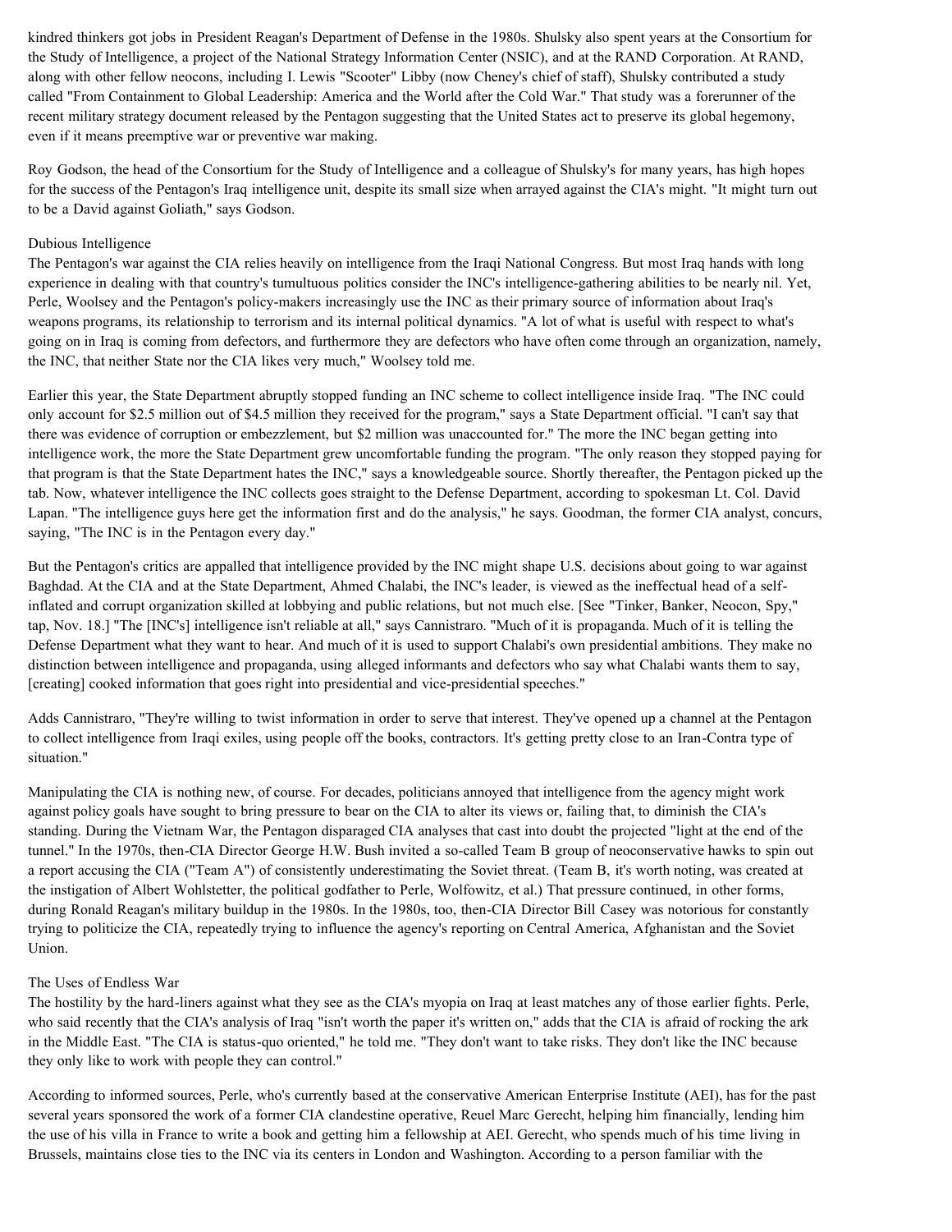kindred thinkers got jobs in President Reagan's Department of Defense in the 1980s. Shulsky also spent years at the Consortium for the Study of Intelligence, a project of the National Strategy Information Center (NSIC), and at the RAND Corporation. At RAND, along with other fellow neocons, including I. Lewis "Scooter" Libby (now Cheney's chief of staff), Shulsky contributed a study called "From Containment to Global Leadership: America and the World after the Cold War." That study was a forerunner of the recent military strategy document released by the Pentagon suggesting that the United States act to preserve its global hegemony, even if it means preemptive war or preventive war making.

Roy Godson, the head of the Consortium for the Study of Intelligence and a colleague of Shulsky's for many years, has high hopes for the success of the Pentagon's Iraq intelligence unit, despite its small size when arrayed against the CIA's might. "It might turn out to be a David against Goliath," says Godson.

## Dubious Intelligence

The Pentagon's war against the CIA relies heavily on intelligence from the Iraqi National Congress. But most Iraq hands with long experience in dealing with that country's tumultuous politics consider the INC's intelligence-gathering abilities to be nearly nil. Yet, Perle, Woolsey and the Pentagon's policy-makers increasingly use the INC as their primary source of information about Iraq's weapons programs, its relationship to terrorism and its internal political dynamics. "A lot of what is useful with respect to what's going on in Iraq is coming from defectors, and furthermore they are defectors who have often come through an organization, namely, the INC, that neither State nor the CIA likes very much," Woolsey told me.

Earlier this year, the State Department abruptly stopped funding an INC scheme to collect intelligence inside Iraq. "The INC could only account for $2.5 million out of $4.5 million they received for the program," says a State Department official. "I can't say that there was evidence of corruption or embezzlement, but $2 million was unaccounted for." The more the INC began getting into intelligence work, the more the State Department grew uncomfortable funding the program. "The only reason they stopped paying for that program is that the State Department hates the INC," says a knowledgeable source. Shortly thereafter, the Pentagon picked up the tab. Now, whatever intelligence the INC collects goes straight to the Defense Department, according to spokesman Lt. Col. David Lapan. "The intelligence guys here get the information first and do the analysis," he says. Goodman, the former CIA analyst, concurs, saying, "The INC is in the Pentagon every day."

But the Pentagon's critics are appalled that intelligence provided by the INC might shape U.S. decisions about going to war against Baghdad. At the CIA and at the State Department, Ahmed Chalabi, the INC's leader, is viewed as the ineffectual head of a self-inflated and corrupt organization skilled at lobbying and public relations, but not much else. [See "Tinker, Banker, Neocon, Spy," tap, Nov. 18.] "The [INC's] intelligence isn't reliable at all," says Cannistraro. "Much of it is propaganda. Much of it is telling the Defense Department what they want to hear. And much of it is used to support Chalabi's own presidential ambitions. They make no distinction between intelligence and propaganda, using alleged informants and defectors who say what Chalabi wants them to say, [creating] cooked information that goes right into presidential and vice-presidential speeches."

Adds Cannistraro, "They're willing to twist information in order to serve that interest. They've opened up a channel at the Pentagon to collect intelligence from Iraqi exiles, using people off the books, contractors. It's getting pretty close to an Iran-Contra type of situation."

Manipulating the CIA is nothing new, of course. For decades, politicians annoyed that intelligence from the agency might work against policy goals have sought to bring pressure to bear on the CIA to alter its views or, failing that, to diminish the CIA's standing. During the Vietnam War, the Pentagon disparaged CIA analyses that cast into doubt the projected "light at the end of the tunnel." In the 1970s, then-CIA Director George H.W. Bush invited a so-called Team B group of neoconservative hawks to spin out a report accusing the CIA ("Team A") of consistently underestimating the Soviet threat. (Team B, it's worth noting, was created at the instigation of Albert Wohlstetter, the political godfather to Perle, Wolfowitz, et al.) That pressure continued, in other forms, during Ronald Reagan's military buildup in the 1980s. In the 1980s, too, then-CIA Director Bill Casey was notorious for constantly trying to politicize the CIA, repeatedly trying to influence the agency's reporting on Central America, Afghanistan and the Soviet Union.

## The Uses of Endless War

The hostility by the hard-liners against what they see as the CIA's myopia on Iraq at least matches any of those earlier fights. Perle, who said recently that the CIA's analysis of Iraq "isn't worth the paper it's written on," adds that the CIA is afraid of rocking the ark in the Middle East. "The CIA is status-quo oriented," he told me. "They don't want to take risks. They don't like the INC because they only like to work with people they can control."

According to informed sources, Perle, who's currently based at the conservative American Enterprise Institute (AEI), has for the past several years sponsored the work of a former CIA clandestine operative, Reuel Marc Gerecht, helping him financially, lending him the use of his villa in France to write a book and getting him a fellowship at AEI. Gerecht, who spends much of his time living in Brussels, maintains close ties to the INC via its centers in London and Washington. According to a person familiar with the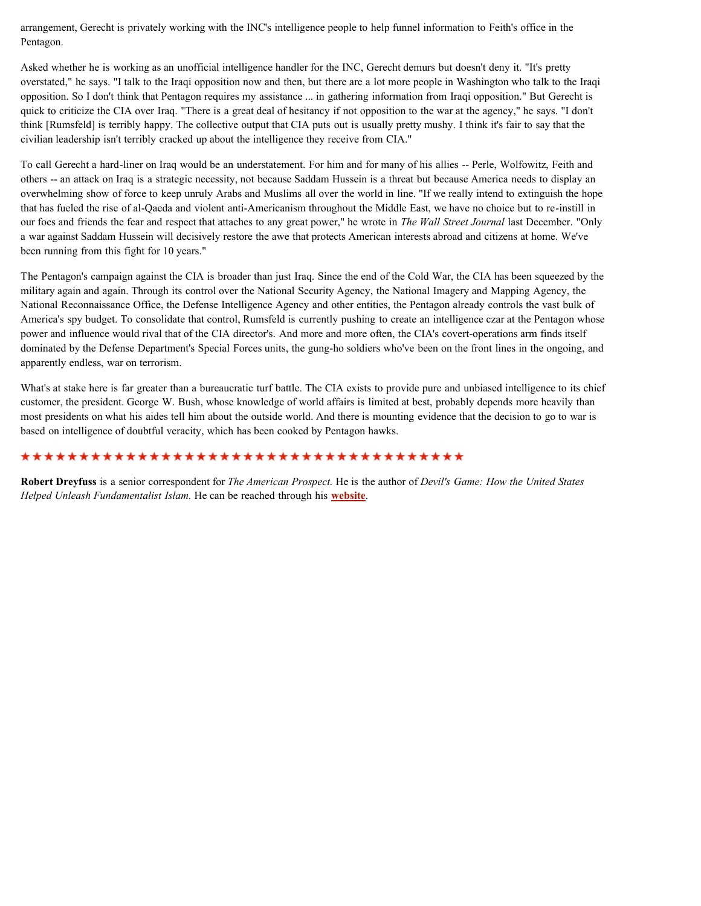arrangement, Gerecht is privately working with the INC's intelligence people to help funnel information to Feith's office in the Pentagon.

Asked whether he is working as an unofficial intelligence handler for the INC, Gerecht demurs but doesn't deny it. "It's pretty overstated," he says. "I talk to the Iraqi opposition now and then, but there are a lot more people in Washington who talk to the Iraqi opposition. So I don't think that Pentagon requires my assistance ... in gathering information from Iraqi opposition." But Gerecht is quick to criticize the CIA over Iraq. "There is a great deal of hesitancy if not opposition to the war at the agency," he says. "I don't think [Rumsfeld] is terribly happy. The collective output that CIA puts out is usually pretty mushy. I think it's fair to say that the civilian leadership isn't terribly cracked up about the intelligence they receive from CIA."

To call Gerecht a hard-liner on Iraq would be an understatement. For him and for many of his allies -- Perle, Wolfowitz, Feith and others -- an attack on Iraq is a strategic necessity, not because Saddam Hussein is a threat but because America needs to display an overwhelming show of force to keep unruly Arabs and Muslims all over the world in line. "If we really intend to extinguish the hope that has fueled the rise of al-Qaeda and violent anti-Americanism throughout the Middle East, we have no choice but to re-instill in our foes and friends the fear and respect that attaches to any great power," he wrote in *The Wall Street Journal* last December. "Only a war against Saddam Hussein will decisively restore the awe that protects American interests abroad and citizens at home. We've been running from this fight for 10 years."

The Pentagon's campaign against the CIA is broader than just Iraq. Since the end of the Cold War, the CIA has been squeezed by the military again and again. Through its control over the National Security Agency, the National Imagery and Mapping Agency, the National Reconnaissance Office, the Defense Intelligence Agency and other entities, the Pentagon already controls the vast bulk of America's spy budget. To consolidate that control, Rumsfeld is currently pushing to create an intelligence czar at the Pentagon whose power and influence would rival that of the CIA director's. And more and more often, the CIA's covert-operations arm finds itself dominated by the Defense Department's Special Forces units, the gung-ho soldiers who've been on the front lines in the ongoing, and apparently endless, war on terrorism.

What's at stake here is far greater than a bureaucratic turf battle. The CIA exists to provide pure and unbiased intelligence to its chief customer, the president. George W. Bush, whose knowledge of world affairs is limited at best, probably depends more heavily than most presidents on what his aides tell him about the outside world. And there is mounting evidence that the decision to go to war is based on intelligence of doubtful veracity, which has been cooked by Pentagon hawks.

★★★★★★★★★★★★★★★★★★★★★★★★★★★★★★★★★★★★★★

**Robert Dreyfuss** is a senior correspondent for *The American Prospect.* He is the author of *Devil's Game: How the United States Helped Unleash Fundamentalist Islam.* He can be reached through his **website**.